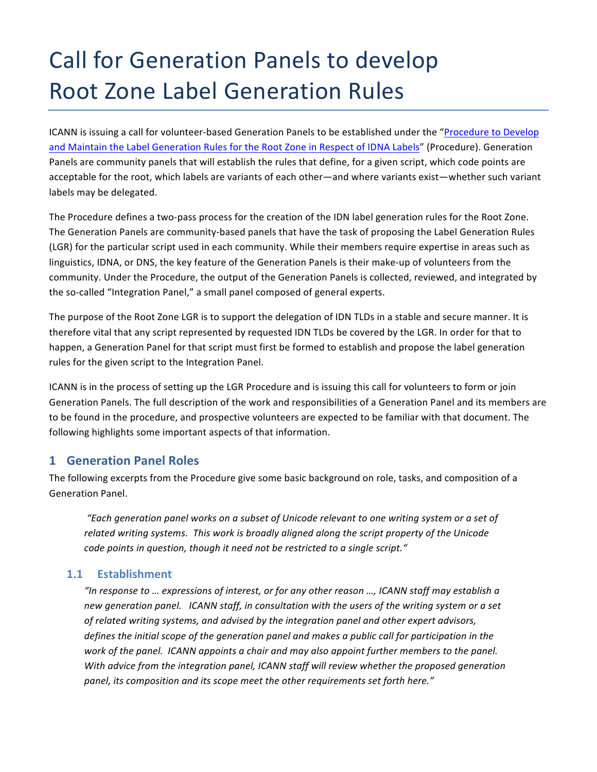# Call for Generation Panels to develop Root Zone Label Generation Rules

ICANN is issuing a call for volunteer-based Generation Panels to be established under the "[Procedure to Develop and Maintain the Label Generation Rules for the Root Zone in Respect of IDNA Labels]" (Procedure). Generation Panels are community panels that will establish the rules that define, for a given script, which code points are acceptable for the root, which labels are variants of each other—and where variants exist—whether such variant labels may be delegated.

The Procedure defines a two-pass process for the creation of the IDN label generation rules for the Root Zone. The Generation Panels are community-based panels that have the task of proposing the Label Generation Rules (LGR) for the particular script used in each community. While their members require expertise in areas such as linguistics, IDNA, or DNS, the key feature of the Generation Panels is their make-up of volunteers from the community. Under the Procedure, the output of the Generation Panels is collected, reviewed, and integrated by the so-called "Integration Panel," a small panel composed of general experts.

The purpose of the Root Zone LGR is to support the delegation of IDN TLDs in a stable and secure manner. It is therefore vital that any script represented by requested IDN TLDs be covered by the LGR. In order for that to happen, a Generation Panel for that script must first be formed to establish and propose the label generation rules for the given script to the Integration Panel.

ICANN is in the process of setting up the LGR Procedure and is issuing this call for volunteers to form or join Generation Panels. The full description of the work and responsibilities of a Generation Panel and its members are to be found in the procedure, and prospective volunteers are expected to be familiar with that document. The following highlights some important aspects of that information.

## 1 Generation Panel Roles

The following excerpts from the Procedure give some basic background on role, tasks, and composition of a Generation Panel.

> *"Each generation panel works on a subset of Unicode relevant to one writing system or a set of related writing systems. This work is broadly aligned along the script property of the Unicode code points in question, though it need not be restricted to a single script."*

### 1.1 Establishment

> *"In response to … expressions of interest, or for any other reason …, ICANN staff may establish a new generation panel. ICANN staff, in consultation with the users of the writing system or a set of related writing systems, and advised by the integration panel and other expert advisors, defines the initial scope of the generation panel and makes a public call for participation in the work of the panel. ICANN appoints a chair and may also appoint further members to the panel. With advice from the integration panel, ICANN staff will review whether the proposed generation panel, its composition and its scope meet the other requirements set forth here."*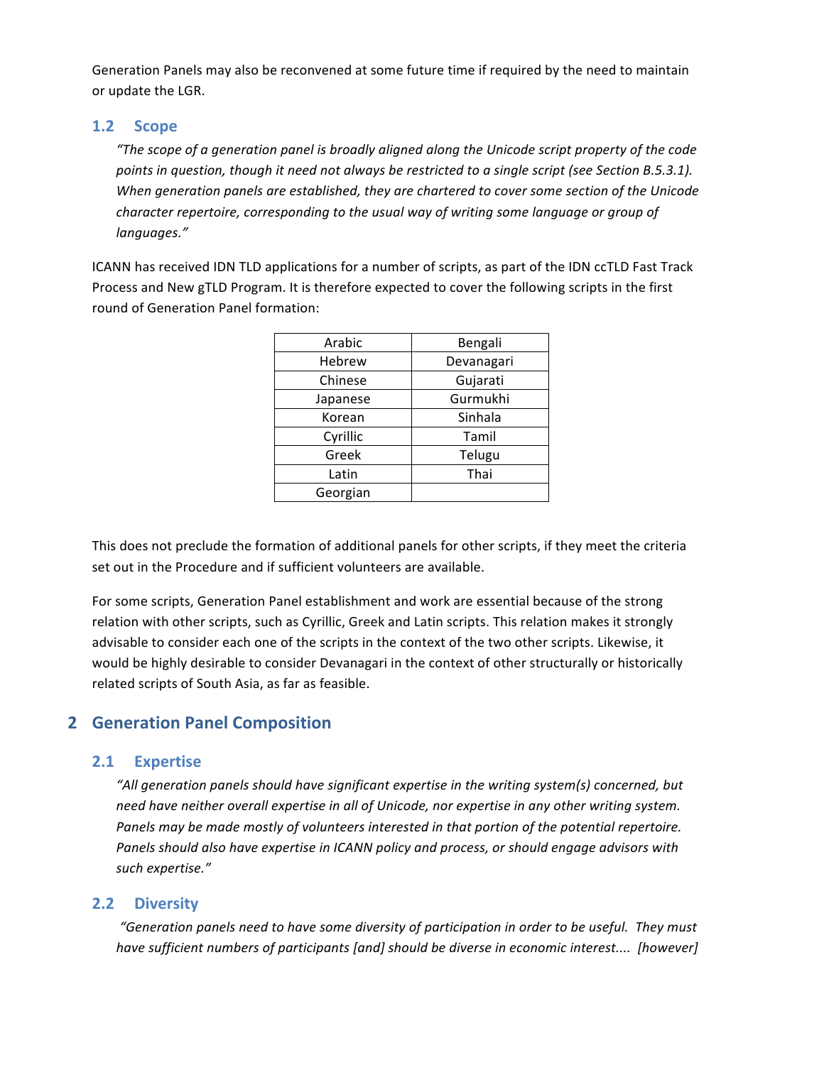Generation Panels may also be reconvened at some future time if required by the need to maintain or update the LGR.

### 1.2 Scope

> *"The scope of a generation panel is broadly aligned along the Unicode script property of the code points in question, though it need not always be restricted to a single script (see Section B.5.3.1). When generation panels are established, they are chartered to cover some section of the Unicode character repertoire, corresponding to the usual way of writing some language or group of languages."*

ICANN has received IDN TLD applications for a number of scripts, as part of the IDN ccTLD Fast Track Process and New gTLD Program. It is therefore expected to cover the following scripts in the first round of Generation Panel formation:

| | |
|---|---|
| Arabic | Bengali |
| Hebrew | Devanagari |
| Chinese | Gujarati |
| Japanese | Gurmukhi |
| Korean | Sinhala |
| Cyrillic | Tamil |
| Greek | Telugu |
| Latin | Thai |
| Georgian | |

This does not preclude the formation of additional panels for other scripts, if they meet the criteria set out in the Procedure and if sufficient volunteers are available.

For some scripts, Generation Panel establishment and work are essential because of the strong relation with other scripts, such as Cyrillic, Greek and Latin scripts. This relation makes it strongly advisable to consider each one of the scripts in the context of the two other scripts. Likewise, it would be highly desirable to consider Devanagari in the context of other structurally or historically related scripts of South Asia, as far as feasible.

## 2 Generation Panel Composition

### 2.1 Expertise

> *"All generation panels should have significant expertise in the writing system(s) concerned, but need have neither overall expertise in all of Unicode, nor expertise in any other writing system. Panels may be made mostly of volunteers interested in that portion of the potential repertoire. Panels should also have expertise in ICANN policy and process, or should engage advisors with such expertise."*

### 2.2 Diversity

> *"Generation panels need to have some diversity of participation in order to be useful. They must have sufficient numbers of participants [and] should be diverse in economic interest.... [however]*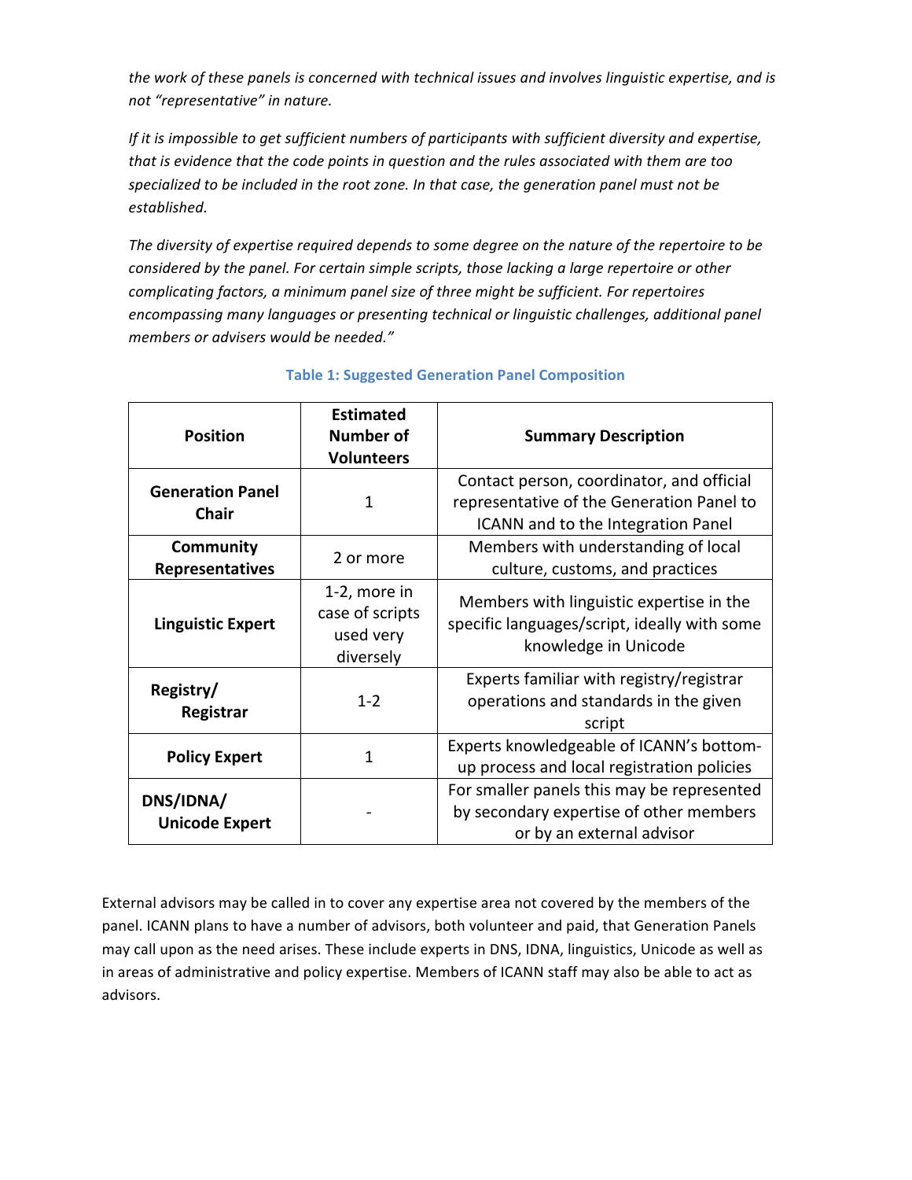*the work of these panels is concerned with technical issues and involves linguistic expertise, and is not "representative" in nature.*

*If it is impossible to get sufficient numbers of participants with sufficient diversity and expertise, that is evidence that the code points in question and the rules associated with them are too specialized to be included in the root zone. In that case, the generation panel must not be established.*

*The diversity of expertise required depends to some degree on the nature of the repertoire to be considered by the panel. For certain simple scripts, those lacking a large repertoire or other complicating factors, a minimum panel size of three might be sufficient. For repertoires encompassing many languages or presenting technical or linguistic challenges, additional panel members or advisers would be needed."*

**Table 1: Suggested Generation Panel Composition**

| Position | Estimated Number of Volunteers | Summary Description |
|---|---|---|
| **Generation Panel Chair** | 1 | Contact person, coordinator, and official representative of the Generation Panel to ICANN and to the Integration Panel |
| **Community Representatives** | 2 or more | Members with understanding of local culture, customs, and practices |
| **Linguistic Expert** | 1-2, more in case of scripts used very diversely | Members with linguistic expertise in the specific languages/script, ideally with some knowledge in Unicode |
| **Registry/ Registrar** | 1-2 | Experts familiar with registry/registrar operations and standards in the given script |
| **Policy Expert** | 1 | Experts knowledgeable of ICANN's bottom-up process and local registration policies |
| **DNS/IDNA/ Unicode Expert** | - | For smaller panels this may be represented by secondary expertise of other members or by an external advisor |

External advisors may be called in to cover any expertise area not covered by the members of the panel. ICANN plans to have a number of advisors, both volunteer and paid, that Generation Panels may call upon as the need arises. These include experts in DNS, IDNA, linguistics, Unicode as well as in areas of administrative and policy expertise. Members of ICANN staff may also be able to act as advisors.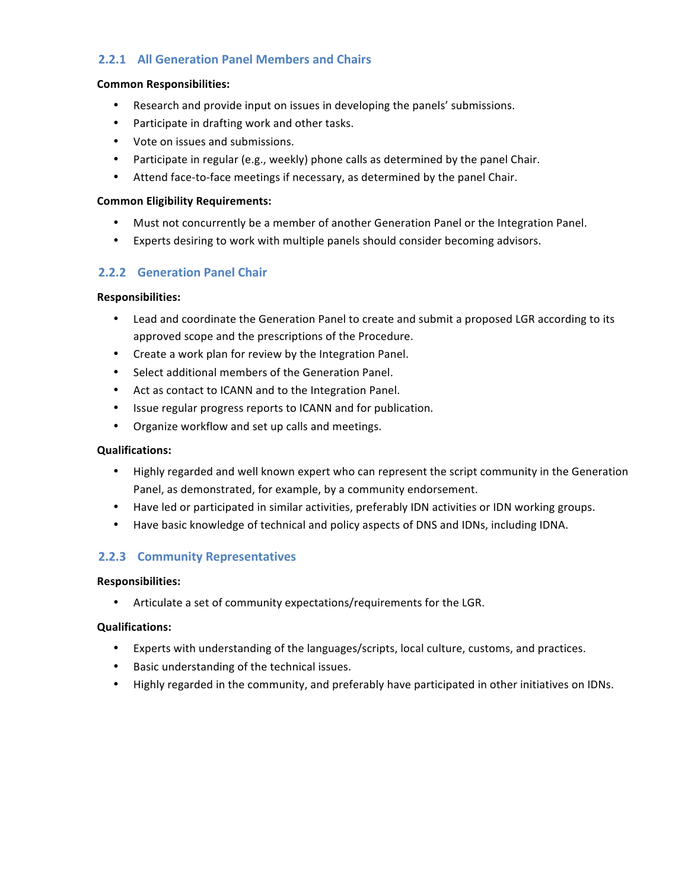### 2.2.1 All Generation Panel Members and Chairs

**Common Responsibilities:**

- Research and provide input on issues in developing the panels' submissions.
- Participate in drafting work and other tasks.
- Vote on issues and submissions.
- Participate in regular (e.g., weekly) phone calls as determined by the panel Chair.
- Attend face-to-face meetings if necessary, as determined by the panel Chair.

**Common Eligibility Requirements:**

- Must not concurrently be a member of another Generation Panel or the Integration Panel.
- Experts desiring to work with multiple panels should consider becoming advisors.

### 2.2.2 Generation Panel Chair

**Responsibilities:**

- Lead and coordinate the Generation Panel to create and submit a proposed LGR according to its approved scope and the prescriptions of the Procedure.
- Create a work plan for review by the Integration Panel.
- Select additional members of the Generation Panel.
- Act as contact to ICANN and to the Integration Panel.
- Issue regular progress reports to ICANN and for publication.
- Organize workflow and set up calls and meetings.

**Qualifications:**

- Highly regarded and well known expert who can represent the script community in the Generation Panel, as demonstrated, for example, by a community endorsement.
- Have led or participated in similar activities, preferably IDN activities or IDN working groups.
- Have basic knowledge of technical and policy aspects of DNS and IDNs, including IDNA.

### 2.2.3 Community Representatives

**Responsibilities:**

- Articulate a set of community expectations/requirements for the LGR.

**Qualifications:**

- Experts with understanding of the languages/scripts, local culture, customs, and practices.
- Basic understanding of the technical issues.
- Highly regarded in the community, and preferably have participated in other initiatives on IDNs.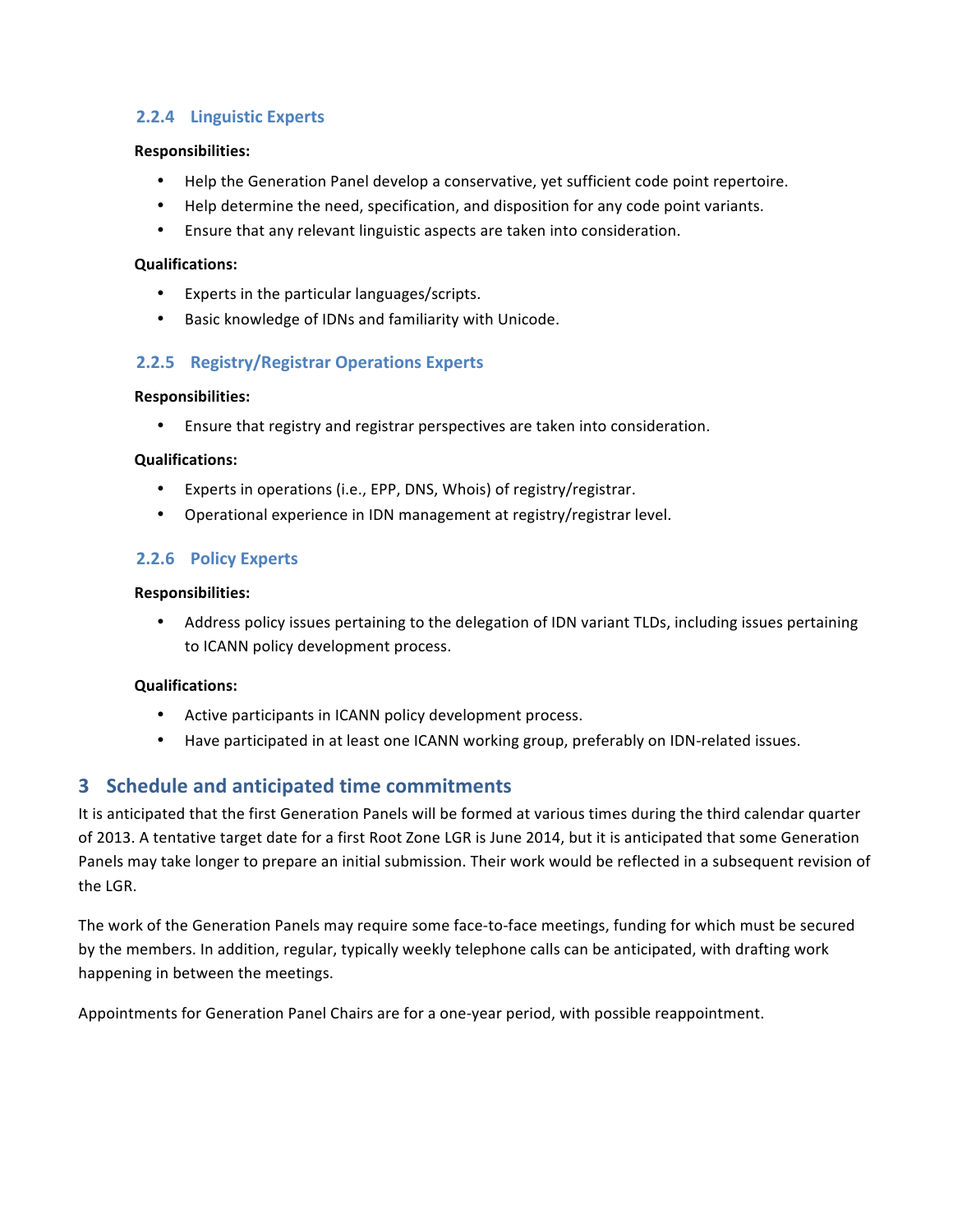### 2.2.4 Linguistic Experts

**Responsibilities:**

- Help the Generation Panel develop a conservative, yet sufficient code point repertoire.
- Help determine the need, specification, and disposition for any code point variants.
- Ensure that any relevant linguistic aspects are taken into consideration.

**Qualifications:**

- Experts in the particular languages/scripts.
- Basic knowledge of IDNs and familiarity with Unicode.

### 2.2.5 Registry/Registrar Operations Experts

**Responsibilities:**

- Ensure that registry and registrar perspectives are taken into consideration.

**Qualifications:**

- Experts in operations (i.e., EPP, DNS, Whois) of registry/registrar.
- Operational experience in IDN management at registry/registrar level.

### 2.2.6 Policy Experts

**Responsibilities:**

- Address policy issues pertaining to the delegation of IDN variant TLDs, including issues pertaining to ICANN policy development process.

**Qualifications:**

- Active participants in ICANN policy development process.
- Have participated in at least one ICANN working group, preferably on IDN-related issues.

## 3 Schedule and anticipated time commitments

It is anticipated that the first Generation Panels will be formed at various times during the third calendar quarter of 2013. A tentative target date for a first Root Zone LGR is June 2014, but it is anticipated that some Generation Panels may take longer to prepare an initial submission. Their work would be reflected in a subsequent revision of the LGR.

The work of the Generation Panels may require some face-to-face meetings, funding for which must be secured by the members. In addition, regular, typically weekly telephone calls can be anticipated, with drafting work happening in between the meetings.

Appointments for Generation Panel Chairs are for a one-year period, with possible reappointment.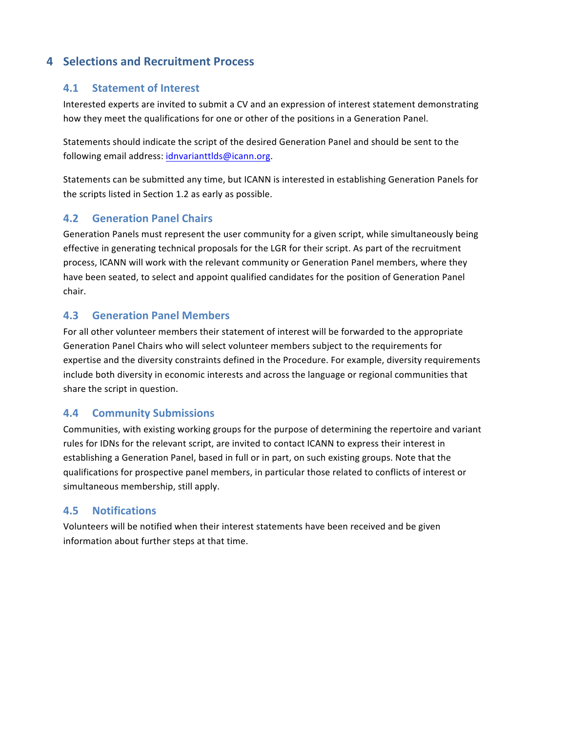# 4 Selections and Recruitment Process

## 4.1 Statement of Interest

Interested experts are invited to submit a CV and an expression of interest statement demonstrating how they meet the qualifications for one or other of the positions in a Generation Panel.

Statements should indicate the script of the desired Generation Panel and should be sent to the following email address: idnvarianttlds@icann.org.

Statements can be submitted any time, but ICANN is interested in establishing Generation Panels for the scripts listed in Section 1.2 as early as possible.

## 4.2 Generation Panel Chairs

Generation Panels must represent the user community for a given script, while simultaneously being effective in generating technical proposals for the LGR for their script. As part of the recruitment process, ICANN will work with the relevant community or Generation Panel members, where they have been seated, to select and appoint qualified candidates for the position of Generation Panel chair.

## 4.3 Generation Panel Members

For all other volunteer members their statement of interest will be forwarded to the appropriate Generation Panel Chairs who will select volunteer members subject to the requirements for expertise and the diversity constraints defined in the Procedure. For example, diversity requirements include both diversity in economic interests and across the language or regional communities that share the script in question.

## 4.4 Community Submissions

Communities, with existing working groups for the purpose of determining the repertoire and variant rules for IDNs for the relevant script, are invited to contact ICANN to express their interest in establishing a Generation Panel, based in full or in part, on such existing groups. Note that the qualifications for prospective panel members, in particular those related to conflicts of interest or simultaneous membership, still apply.

## 4.5 Notifications

Volunteers will be notified when their interest statements have been received and be given information about further steps at that time.